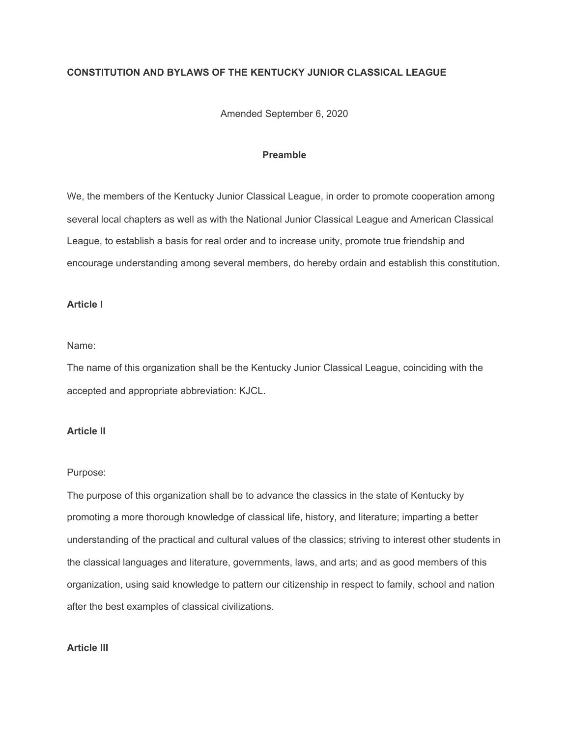# CONSTITUTION AND BYLAWS OF THE KENTUCKY JUNIOR CLASSICAL LEAGUE

Amended September 6, 2020

## Preamble

We, the members of the Kentucky Junior Classical League, in order to promote cooperation among several local chapters as well as with the National Junior Classical League and American Classical League, to establish a basis for real order and to increase unity, promote true friendship and encourage understanding among several members, do hereby ordain and establish this constitution.

### Article I

Name:
The name of this organization shall be the Kentucky Junior Classical League, coinciding with the accepted and appropriate abbreviation: KJCL.

### Article II

Purpose:
The purpose of this organization shall be to advance the classics in the state of Kentucky by promoting a more thorough knowledge of classical life, history, and literature; imparting a better understanding of the practical and cultural values of the classics; striving to interest other students in the classical languages and literature, governments, laws, and arts; and as good members of this organization, using said knowledge to pattern our citizenship in respect to family, school and nation after the best examples of classical civilizations.

### Article III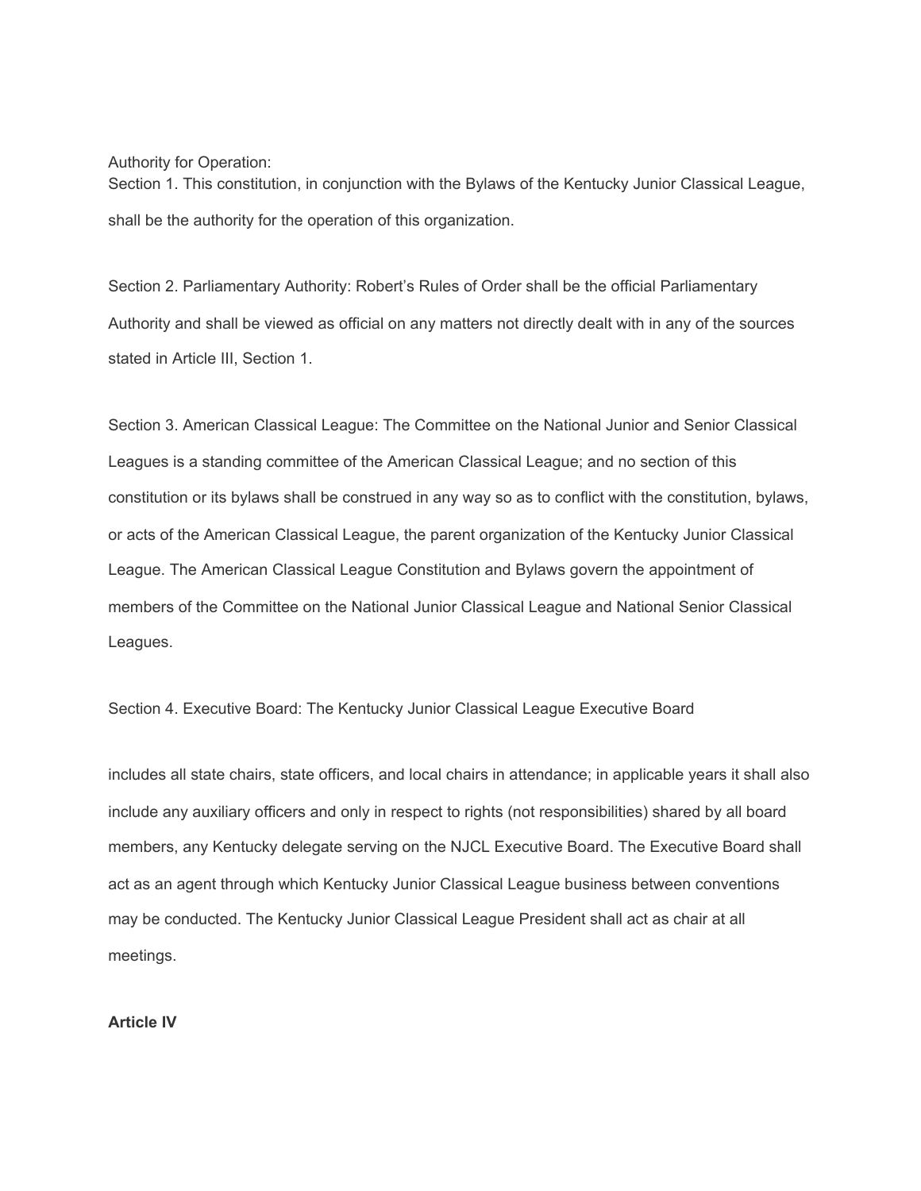Authority for Operation:

Section 1. This constitution, in conjunction with the Bylaws of the Kentucky Junior Classical League, shall be the authority for the operation of this organization.

Section 2. Parliamentary Authority: Robert's Rules of Order shall be the official Parliamentary Authority and shall be viewed as official on any matters not directly dealt with in any of the sources stated in Article III, Section 1.

Section 3. American Classical League: The Committee on the National Junior and Senior Classical Leagues is a standing committee of the American Classical League; and no section of this constitution or its bylaws shall be construed in any way so as to conflict with the constitution, bylaws, or acts of the American Classical League, the parent organization of the Kentucky Junior Classical League. The American Classical League Constitution and Bylaws govern the appointment of members of the Committee on the National Junior Classical League and National Senior Classical Leagues.

Section 4. Executive Board: The Kentucky Junior Classical League Executive Board includes all state chairs, state officers, and local chairs in attendance; in applicable years it shall also include any auxiliary officers and only in respect to rights (not responsibilities) shared by all board members, any Kentucky delegate serving on the NJCL Executive Board. The Executive Board shall act as an agent through which Kentucky Junior Classical League business between conventions may be conducted. The Kentucky Junior Classical League President shall act as chair at all meetings.

**Article IV**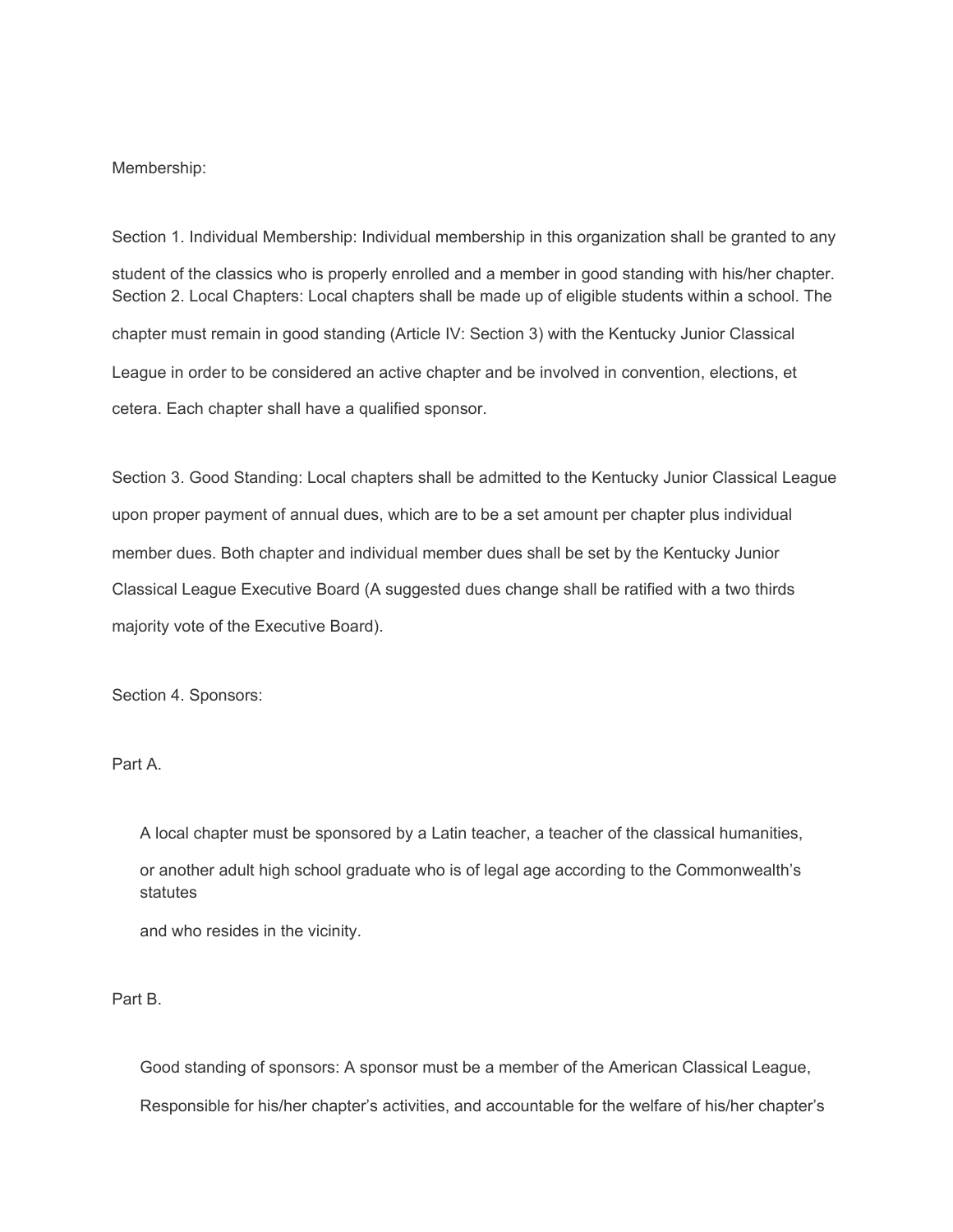Membership:

Section 1. Individual Membership: Individual membership in this organization shall be granted to any student of the classics who is properly enrolled and a member in good standing with his/her chapter.

Section 2. Local Chapters: Local chapters shall be made up of eligible students within a school. The chapter must remain in good standing (Article IV: Section 3) with the Kentucky Junior Classical League in order to be considered an active chapter and be involved in convention, elections, et cetera. Each chapter shall have a qualified sponsor.

Section 3. Good Standing: Local chapters shall be admitted to the Kentucky Junior Classical League upon proper payment of annual dues, which are to be a set amount per chapter plus individual member dues. Both chapter and individual member dues shall be set by the Kentucky Junior Classical League Executive Board (A suggested dues change shall be ratified with a two thirds majority vote of the Executive Board).

Section 4. Sponsors:

Part A.

A local chapter must be sponsored by a Latin teacher, a teacher of the classical humanities, or another adult high school graduate who is of legal age according to the Commonwealth's statutes and who resides in the vicinity.

Part B.

Good standing of sponsors: A sponsor must be a member of the American Classical League, Responsible for his/her chapter's activities, and accountable for the welfare of his/her chapter's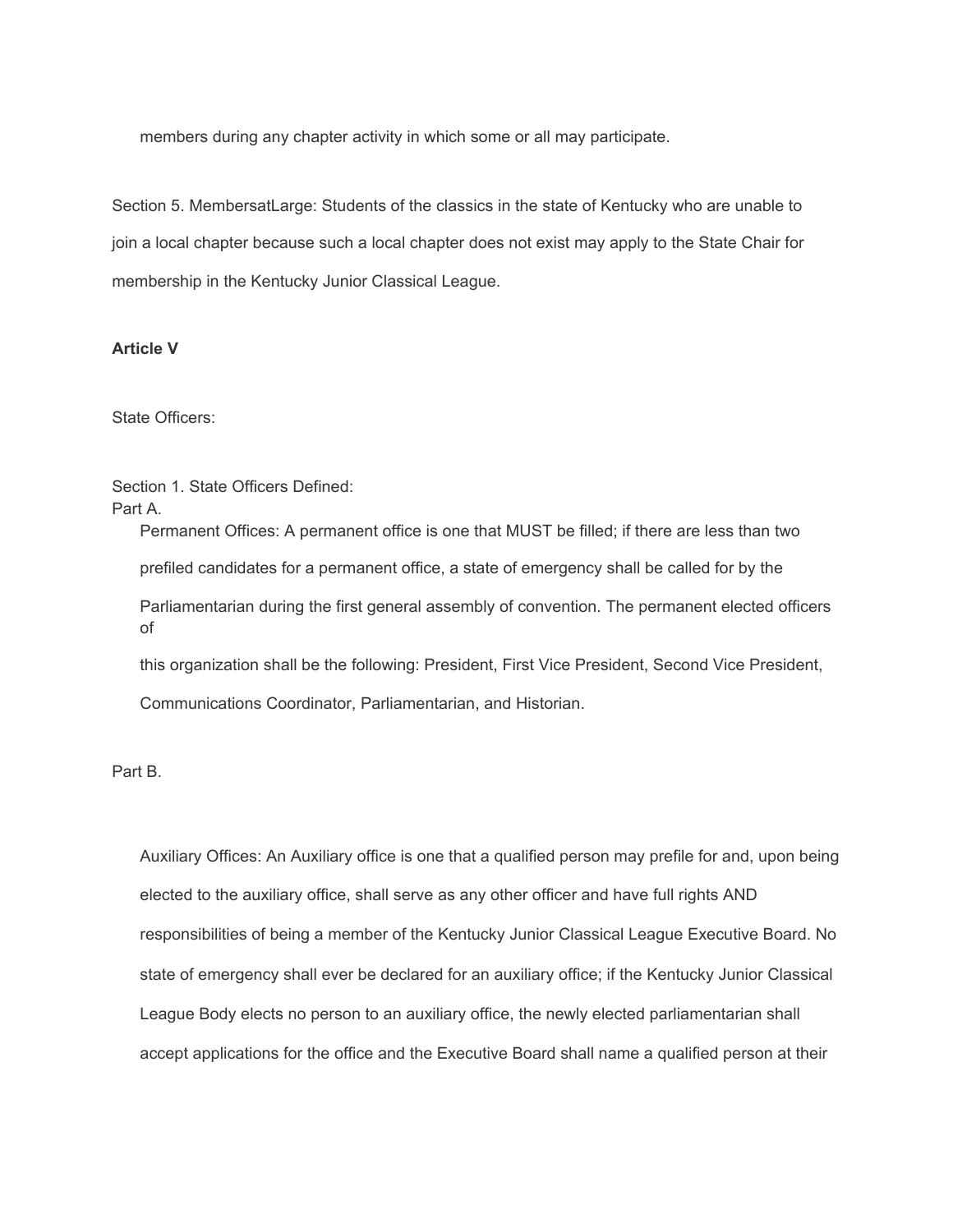members during any chapter activity in which some or all may participate.

Section 5. MembersatLarge: Students of the classics in the state of Kentucky who are unable to join a local chapter because such a local chapter does not exist may apply to the State Chair for membership in the Kentucky Junior Classical League.

**Article V**

State Officers:

Section 1. State Officers Defined:
Part A.

Permanent Offices: A permanent office is one that MUST be filled; if there are less than two prefiled candidates for a permanent office, a state of emergency shall be called for by the Parliamentarian during the first general assembly of convention. The permanent elected officers of this organization shall be the following: President, First Vice President, Second Vice President, Communications Coordinator, Parliamentarian, and Historian.

Part B.

Auxiliary Offices: An Auxiliary office is one that a qualified person may prefile for and, upon being elected to the auxiliary office, shall serve as any other officer and have full rights AND responsibilities of being a member of the Kentucky Junior Classical League Executive Board. No state of emergency shall ever be declared for an auxiliary office; if the Kentucky Junior Classical League Body elects no person to an auxiliary office, the newly elected parliamentarian shall accept applications for the office and the Executive Board shall name a qualified person at their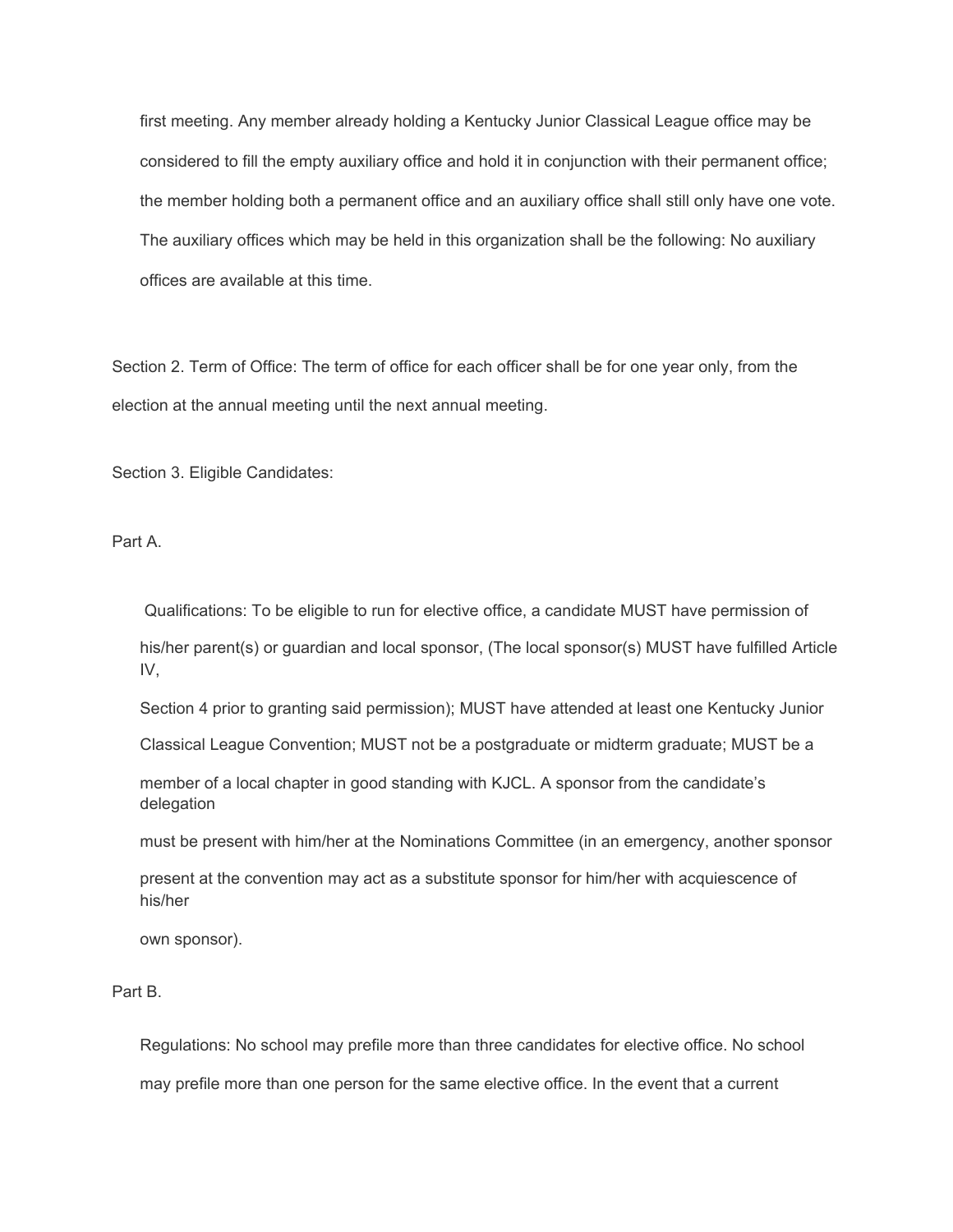first meeting. Any member already holding a Kentucky Junior Classical League office may be considered to fill the empty auxiliary office and hold it in conjunction with their permanent office; the member holding both a permanent office and an auxiliary office shall still only have one vote. The auxiliary offices which may be held in this organization shall be the following: No auxiliary offices are available at this time.

Section 2. Term of Office: The term of office for each officer shall be for one year only, from the election at the annual meeting until the next annual meeting.

Section 3. Eligible Candidates:

Part A.

Qualifications: To be eligible to run for elective office, a candidate MUST have permission of his/her parent(s) or guardian and local sponsor, (The local sponsor(s) MUST have fulfilled Article IV, Section 4 prior to granting said permission); MUST have attended at least one Kentucky Junior Classical League Convention; MUST not be a postgraduate or midterm graduate; MUST be a member of a local chapter in good standing with KJCL. A sponsor from the candidate's delegation must be present with him/her at the Nominations Committee (in an emergency, another sponsor present at the convention may act as a substitute sponsor for him/her with acquiescence of his/her own sponsor).

Part B.

Regulations: No school may prefile more than three candidates for elective office. No school may prefile more than one person for the same elective office. In the event that a current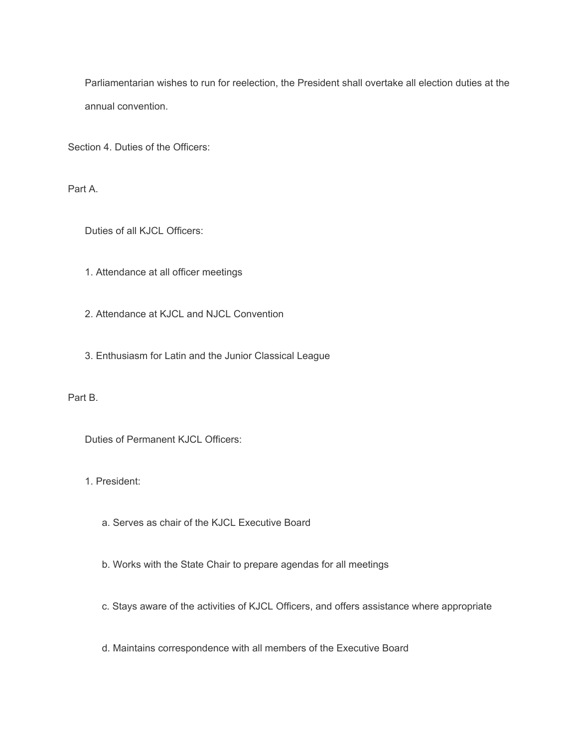Parliamentarian wishes to run for reelection, the President shall overtake all election duties at the annual convention.

Section 4. Duties of the Officers:

Part A.

Duties of all KJCL Officers:

1. Attendance at all officer meetings

2. Attendance at KJCL and NJCL Convention

3. Enthusiasm for Latin and the Junior Classical League

Part B.

Duties of Permanent KJCL Officers:

1. President:

   a. Serves as chair of the KJCL Executive Board

   b. Works with the State Chair to prepare agendas for all meetings

   c. Stays aware of the activities of KJCL Officers, and offers assistance where appropriate

   d. Maintains correspondence with all members of the Executive Board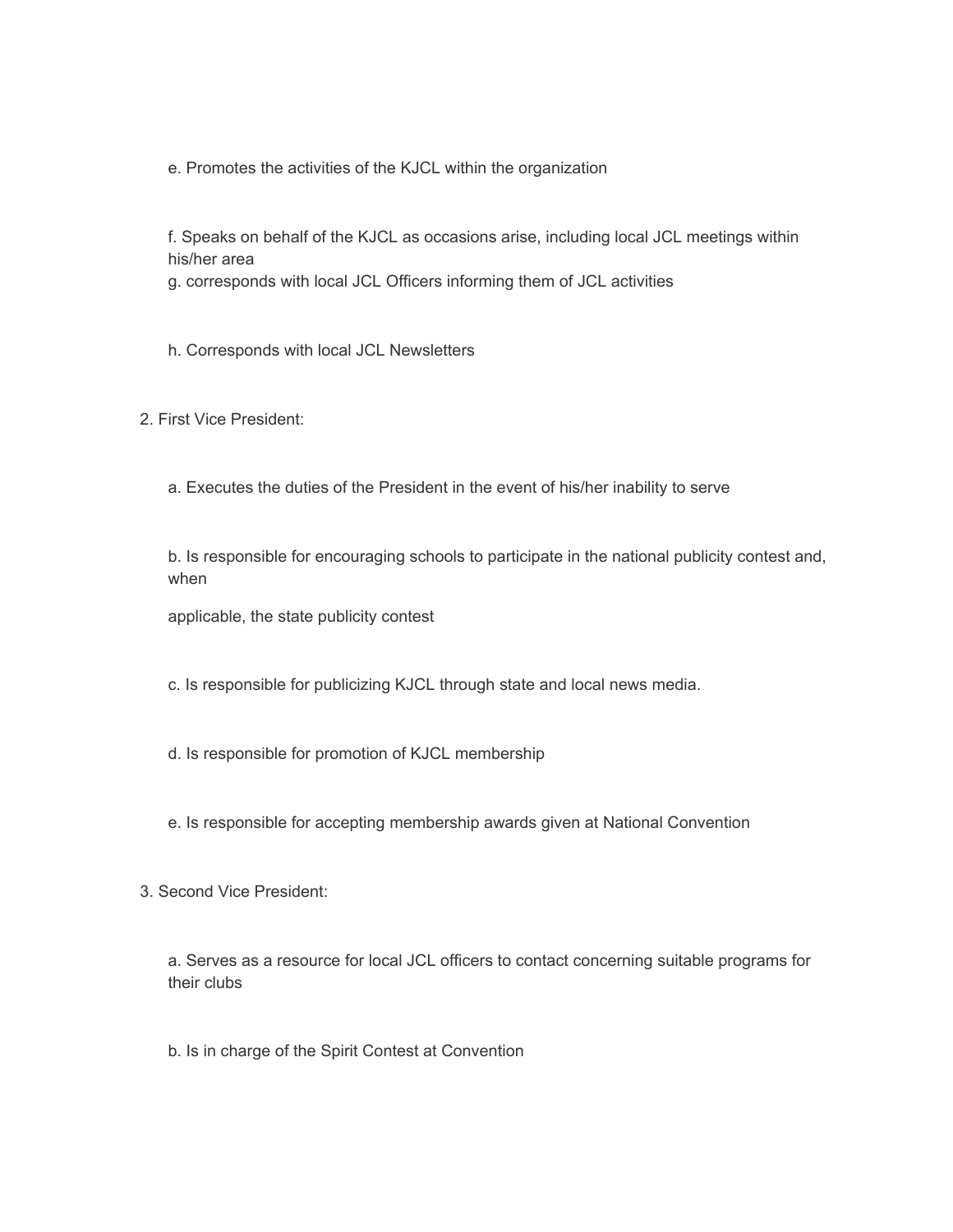e. Promotes the activities of the KJCL within the organization

f. Speaks on behalf of the KJCL as occasions arise, including local JCL meetings within his/her area
g. corresponds with local JCL Officers informing them of JCL activities

h. Corresponds with local JCL Newsletters

2. First Vice President:

a. Executes the duties of the President in the event of his/her inability to serve

b. Is responsible for encouraging schools to participate in the national publicity contest and, when

applicable, the state publicity contest

c. Is responsible for publicizing KJCL through state and local news media.

d. Is responsible for promotion of KJCL membership

e. Is responsible for accepting membership awards given at National Convention

3. Second Vice President:

a. Serves as a resource for local JCL officers to contact concerning suitable programs for their clubs

b. Is in charge of the Spirit Contest at Convention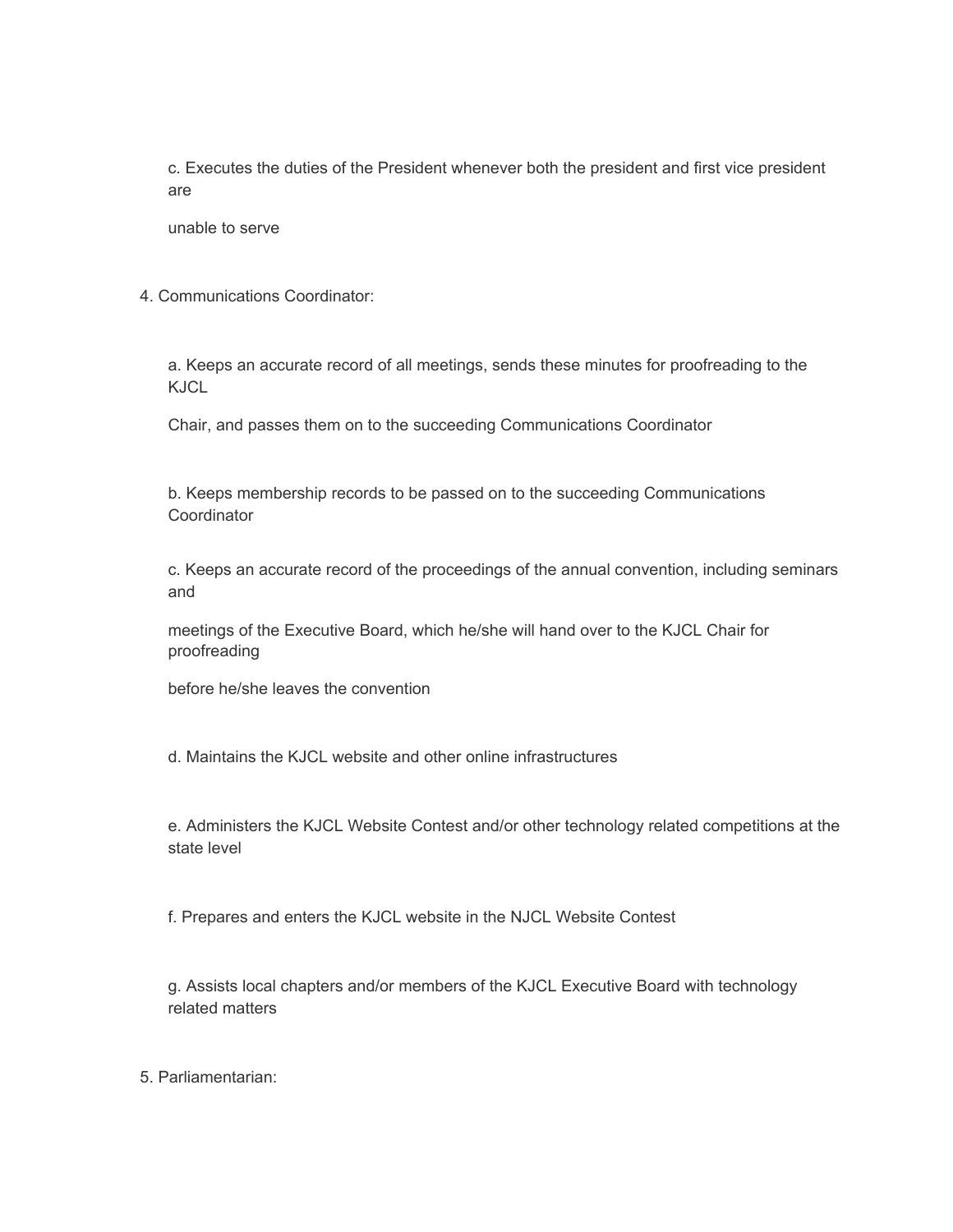c. Executes the duties of the President whenever both the president and first vice president are unable to serve

4. Communications Coordinator:

   a. Keeps an accurate record of all meetings, sends these minutes for proofreading to the KJCL Chair, and passes them on to the succeeding Communications Coordinator

   b. Keeps membership records to be passed on to the succeeding Communications Coordinator

   c. Keeps an accurate record of the proceedings of the annual convention, including seminars and meetings of the Executive Board, which he/she will hand over to the KJCL Chair for proofreading before he/she leaves the convention

   d. Maintains the KJCL website and other online infrastructures

   e. Administers the KJCL Website Contest and/or other technology related competitions at the state level

   f. Prepares and enters the KJCL website in the NJCL Website Contest

   g. Assists local chapters and/or members of the KJCL Executive Board with technology related matters

5. Parliamentarian: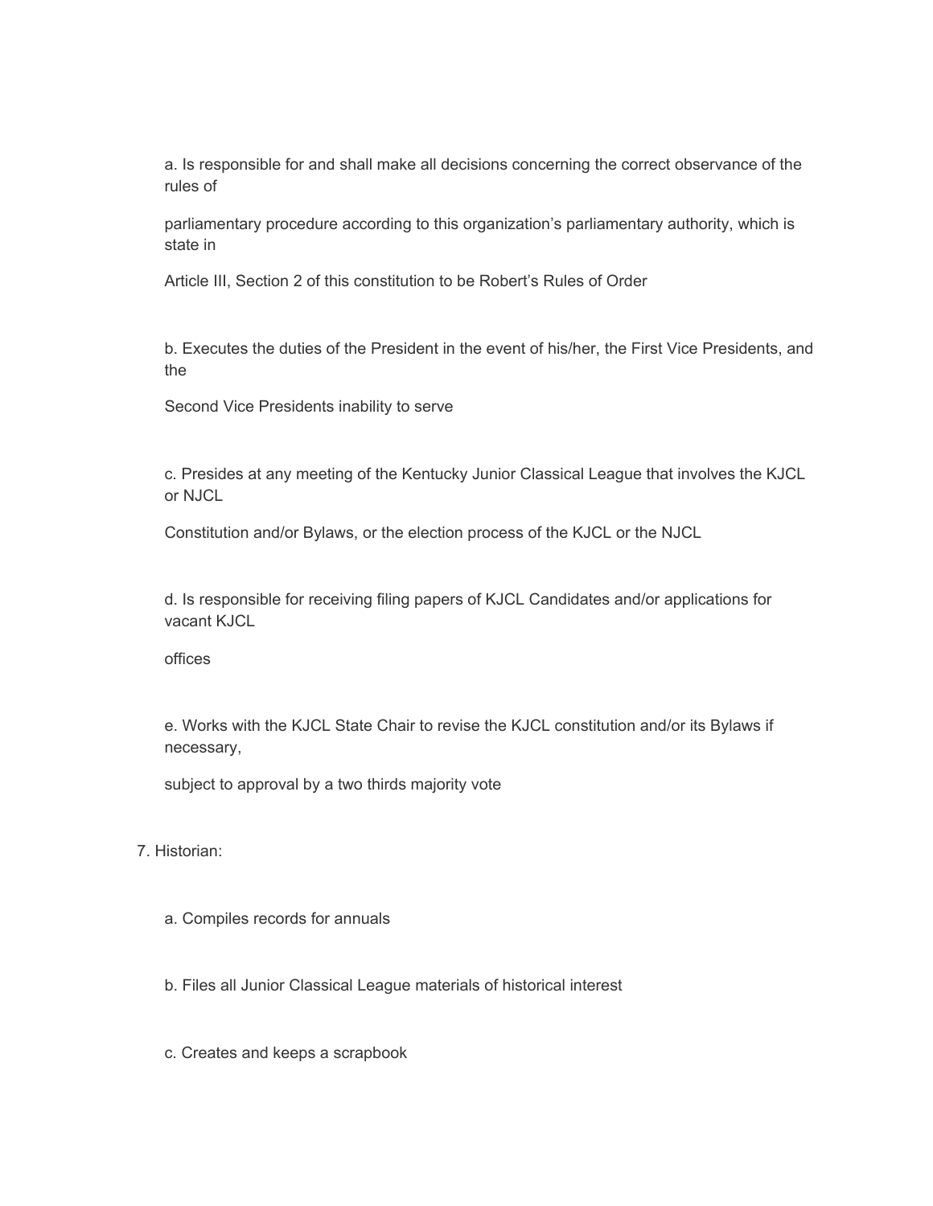a. Is responsible for and shall make all decisions concerning the correct observance of the rules of parliamentary procedure according to this organization's parliamentary authority, which is state in Article III, Section 2 of this constitution to be Robert's Rules of Order

b. Executes the duties of the President in the event of his/her, the First Vice Presidents, and the Second Vice Presidents inability to serve

c. Presides at any meeting of the Kentucky Junior Classical League that involves the KJCL or NJCL Constitution and/or Bylaws, or the election process of the KJCL or the NJCL

d. Is responsible for receiving filing papers of KJCL Candidates and/or applications for vacant KJCL offices

e. Works with the KJCL State Chair to revise the KJCL constitution and/or its Bylaws if necessary, subject to approval by a two thirds majority vote

7. Historian:

    a. Compiles records for annuals

    b. Files all Junior Classical League materials of historical interest

    c. Creates and keeps a scrapbook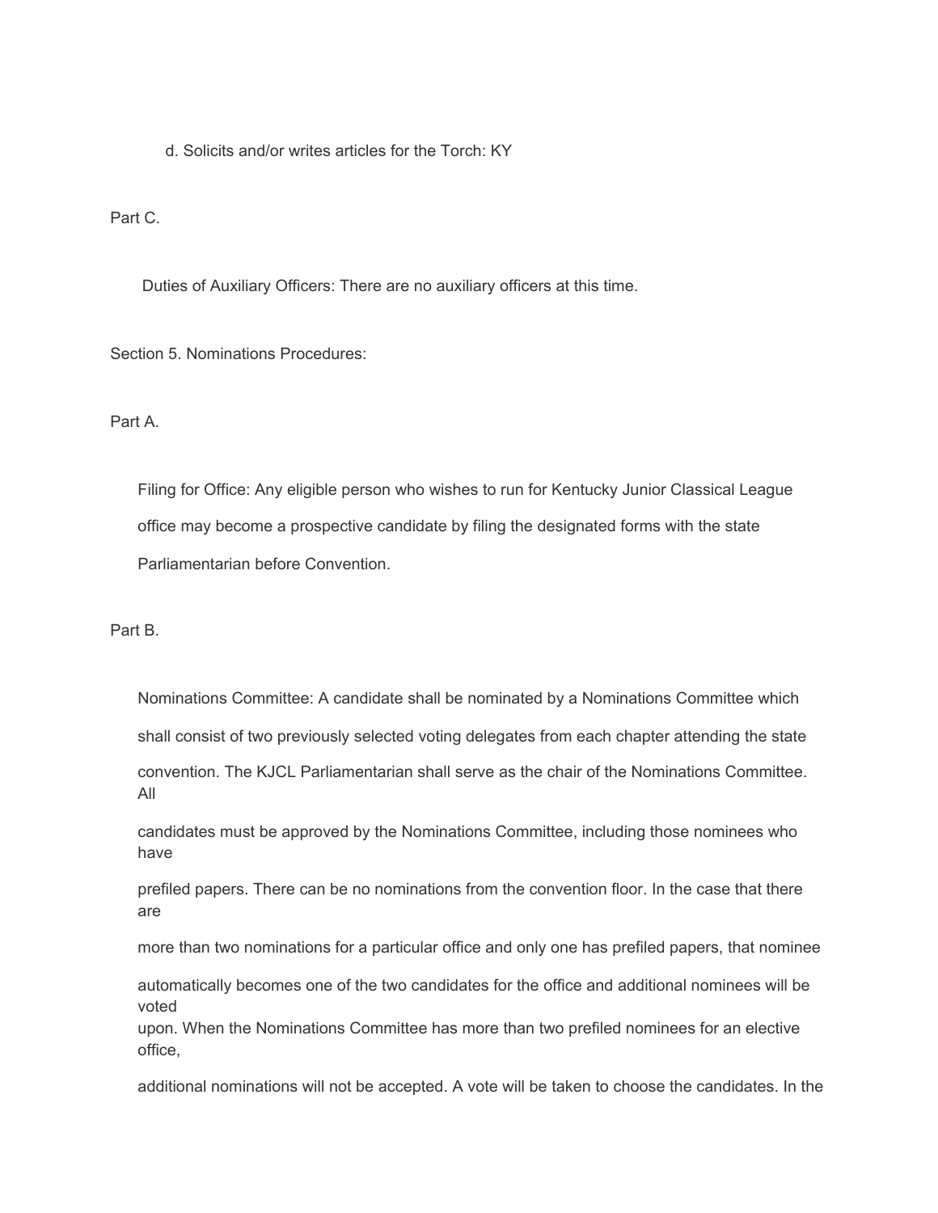d. Solicits and/or writes articles for the Torch: KY

Part C.

Duties of Auxiliary Officers: There are no auxiliary officers at this time.

Section 5. Nominations Procedures:

Part A.

Filing for Office: Any eligible person who wishes to run for Kentucky Junior Classical League office may become a prospective candidate by filing the designated forms with the state Parliamentarian before Convention.

Part B.

Nominations Committee: A candidate shall be nominated by a Nominations Committee which shall consist of two previously selected voting delegates from each chapter attending the state convention. The KJCL Parliamentarian shall serve as the chair of the Nominations Committee. All candidates must be approved by the Nominations Committee, including those nominees who have prefiled papers. There can be no nominations from the convention floor. In the case that there are more than two nominations for a particular office and only one has prefiled papers, that nominee automatically becomes one of the two candidates for the office and additional nominees will be voted upon. When the Nominations Committee has more than two prefiled nominees for an elective office, additional nominations will not be accepted. A vote will be taken to choose the candidates. In the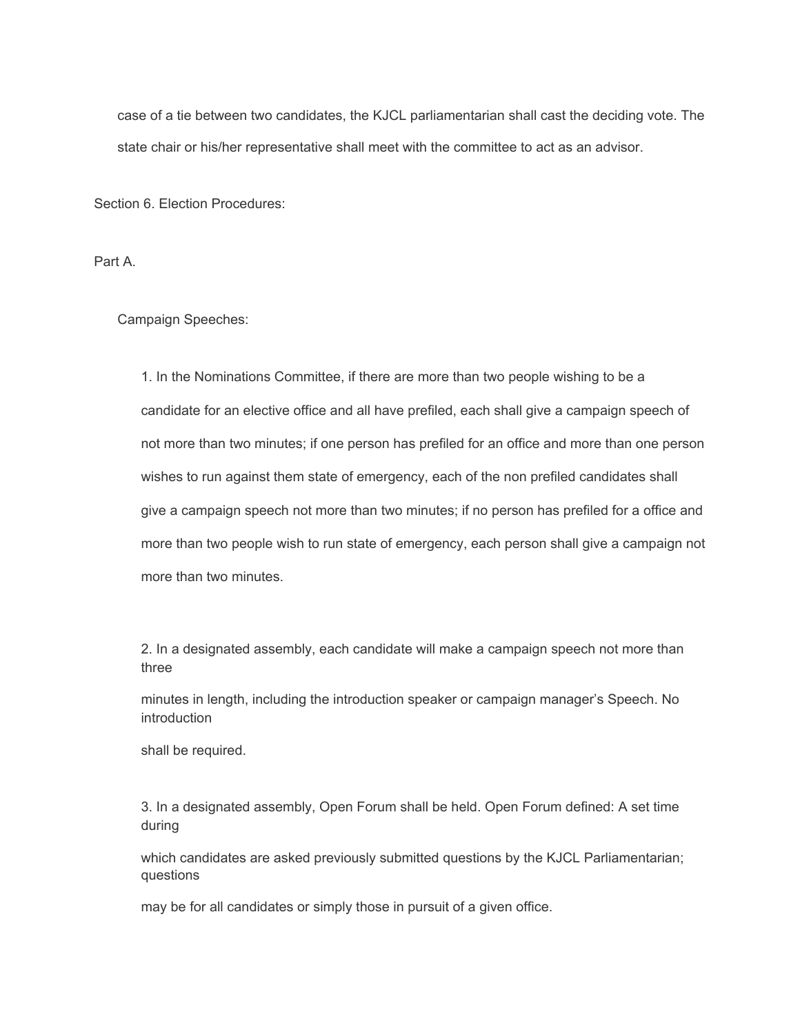case of a tie between two candidates, the KJCL parliamentarian shall cast the deciding vote. The state chair or his/her representative shall meet with the committee to act as an advisor.

Section 6. Election Procedures:

Part A.

Campaign Speeches:

1. In the Nominations Committee, if there are more than two people wishing to be a candidate for an elective office and all have prefiled, each shall give a campaign speech of not more than two minutes; if one person has prefiled for an office and more than one person wishes to run against them state of emergency, each of the non prefiled candidates shall give a campaign speech not more than two minutes; if no person has prefiled for a office and more than two people wish to run state of emergency, each person shall give a campaign not more than two minutes.

2. In a designated assembly, each candidate will make a campaign speech not more than three minutes in length, including the introduction speaker or campaign manager's Speech. No introduction shall be required.

3. In a designated assembly, Open Forum shall be held. Open Forum defined: A set time during which candidates are asked previously submitted questions by the KJCL Parliamentarian; questions may be for all candidates or simply those in pursuit of a given office.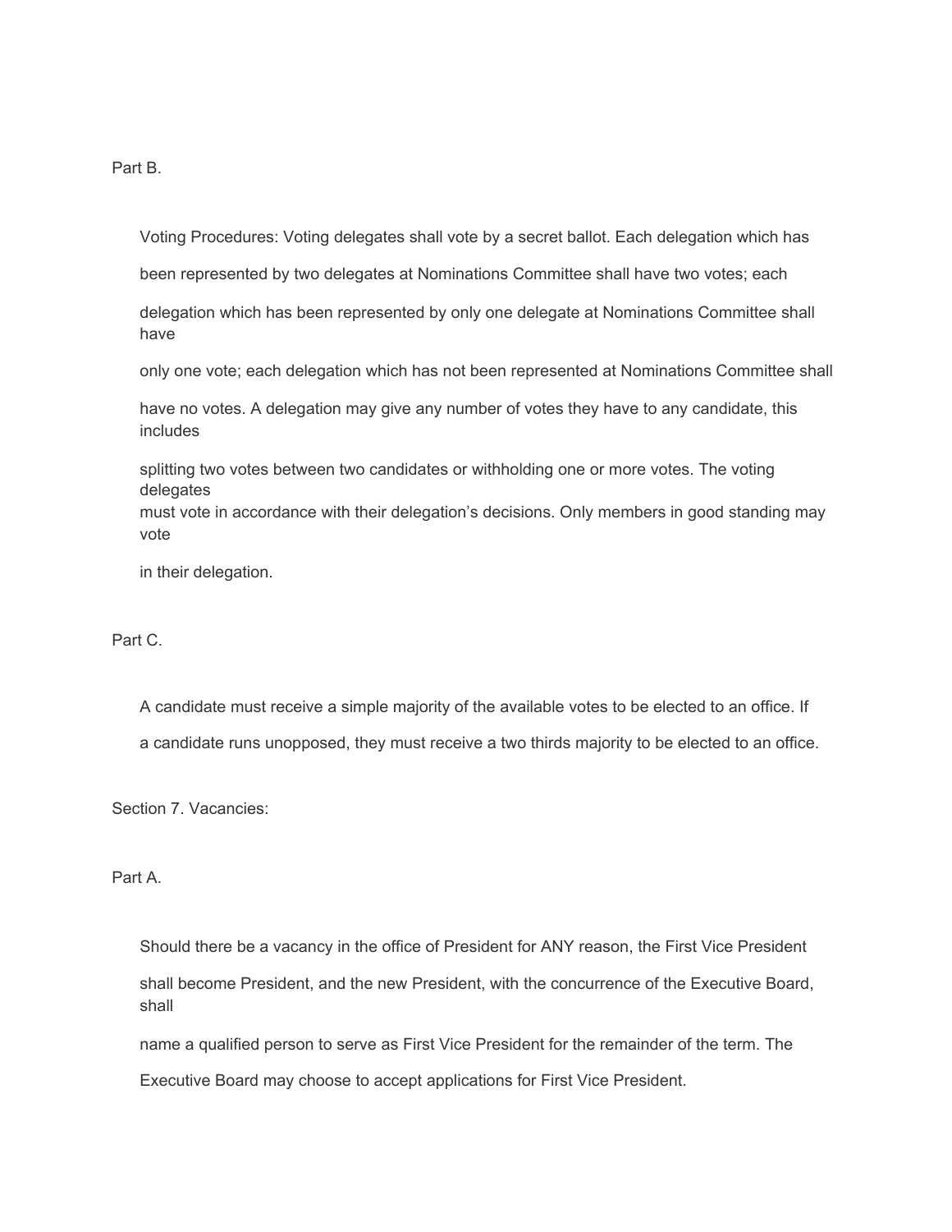Part B.

Voting Procedures: Voting delegates shall vote by a secret ballot. Each delegation which has been represented by two delegates at Nominations Committee shall have two votes; each delegation which has been represented by only one delegate at Nominations Committee shall have only one vote; each delegation which has not been represented at Nominations Committee shall have no votes. A delegation may give any number of votes they have to any candidate, this includes splitting two votes between two candidates or withholding one or more votes. The voting delegates must vote in accordance with their delegation's decisions. Only members in good standing may vote in their delegation.

Part C.

A candidate must receive a simple majority of the available votes to be elected to an office. If a candidate runs unopposed, they must receive a two thirds majority to be elected to an office.

Section 7. Vacancies:

Part A.

Should there be a vacancy in the office of President for ANY reason, the First Vice President shall become President, and the new President, with the concurrence of the Executive Board, shall name a qualified person to serve as First Vice President for the remainder of the term. The Executive Board may choose to accept applications for First Vice President.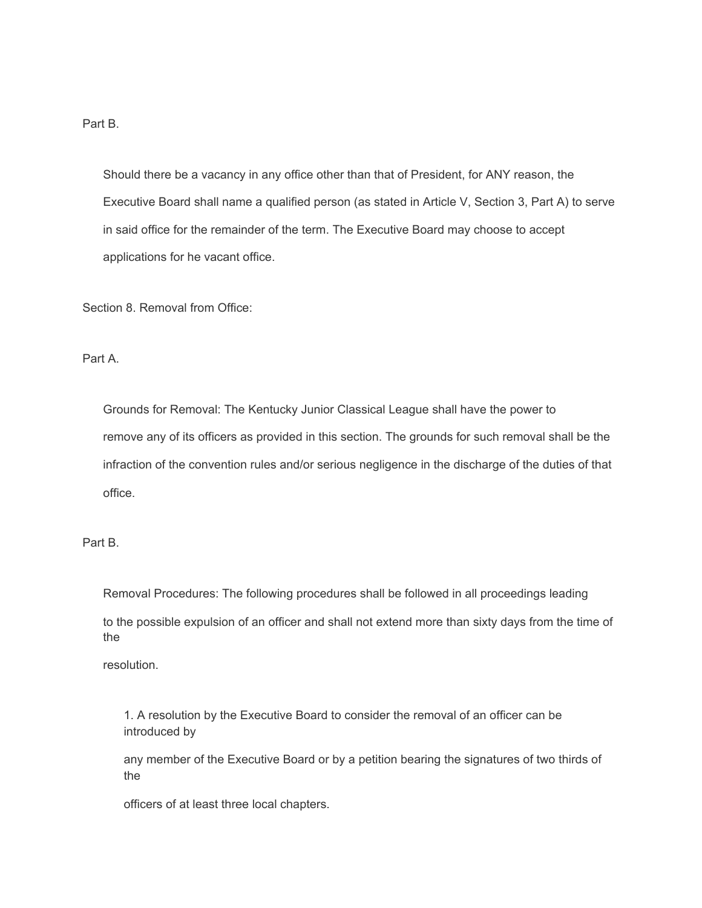Part B.

Should there be a vacancy in any office other than that of President, for ANY reason, the Executive Board shall name a qualified person (as stated in Article V, Section 3, Part A) to serve in said office for the remainder of the term. The Executive Board may choose to accept applications for he vacant office.

Section 8. Removal from Office:

Part A.

Grounds for Removal: The Kentucky Junior Classical League shall have the power to remove any of its officers as provided in this section. The grounds for such removal shall be the infraction of the convention rules and/or serious negligence in the discharge of the duties of that office.

Part B.

Removal Procedures: The following procedures shall be followed in all proceedings leading to the possible expulsion of an officer and shall not extend more than sixty days from the time of the resolution.

1. A resolution by the Executive Board to consider the removal of an officer can be introduced by any member of the Executive Board or by a petition bearing the signatures of two thirds of the officers of at least three local chapters.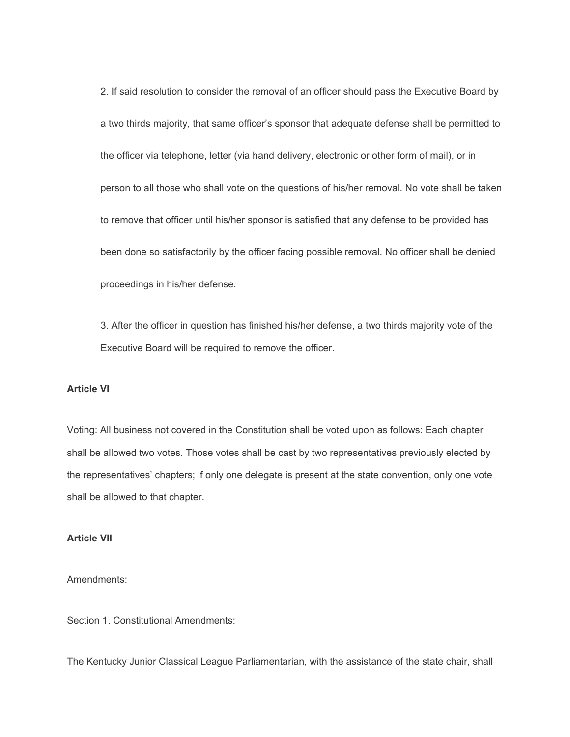2. If said resolution to consider the removal of an officer should pass the Executive Board by a two thirds majority, that same officer's sponsor that adequate defense shall be permitted to the officer via telephone, letter (via hand delivery, electronic or other form of mail), or in person to all those who shall vote on the questions of his/her removal. No vote shall be taken to remove that officer until his/her sponsor is satisfied that any defense to be provided has been done so satisfactorily by the officer facing possible removal. No officer shall be denied proceedings in his/her defense.

3. After the officer in question has finished his/her defense, a two thirds majority vote of the Executive Board will be required to remove the officer.

**Article VI**

Voting: All business not covered in the Constitution shall be voted upon as follows: Each chapter shall be allowed two votes. Those votes shall be cast by two representatives previously elected by the representatives' chapters; if only one delegate is present at the state convention, only one vote shall be allowed to that chapter.

**Article VII**

Amendments:

Section 1. Constitutional Amendments:

The Kentucky Junior Classical League Parliamentarian, with the assistance of the state chair, shall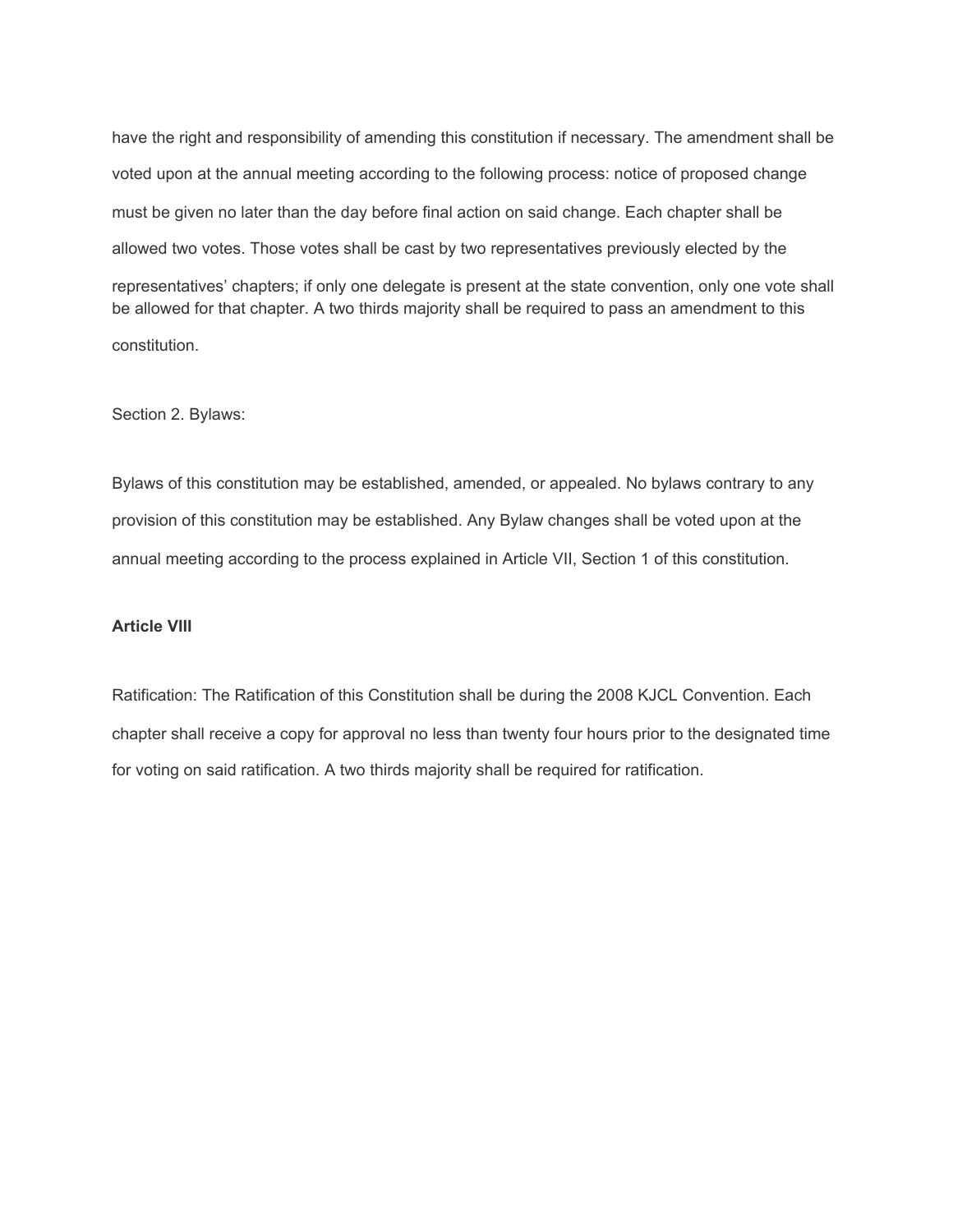have the right and responsibility of amending this constitution if necessary. The amendment shall be voted upon at the annual meeting according to the following process: notice of proposed change must be given no later than the day before final action on said change. Each chapter shall be allowed two votes. Those votes shall be cast by two representatives previously elected by the representatives' chapters; if only one delegate is present at the state convention, only one vote shall be allowed for that chapter. A two thirds majority shall be required to pass an amendment to this constitution.

Section 2. Bylaws:

Bylaws of this constitution may be established, amended, or appealed. No bylaws contrary to any provision of this constitution may be established. Any Bylaw changes shall be voted upon at the annual meeting according to the process explained in Article VII, Section 1 of this constitution.

**Article VIII**

Ratification: The Ratification of this Constitution shall be during the 2008 KJCL Convention. Each chapter shall receive a copy for approval no less than twenty four hours prior to the designated time for voting on said ratification. A two thirds majority shall be required for ratification.